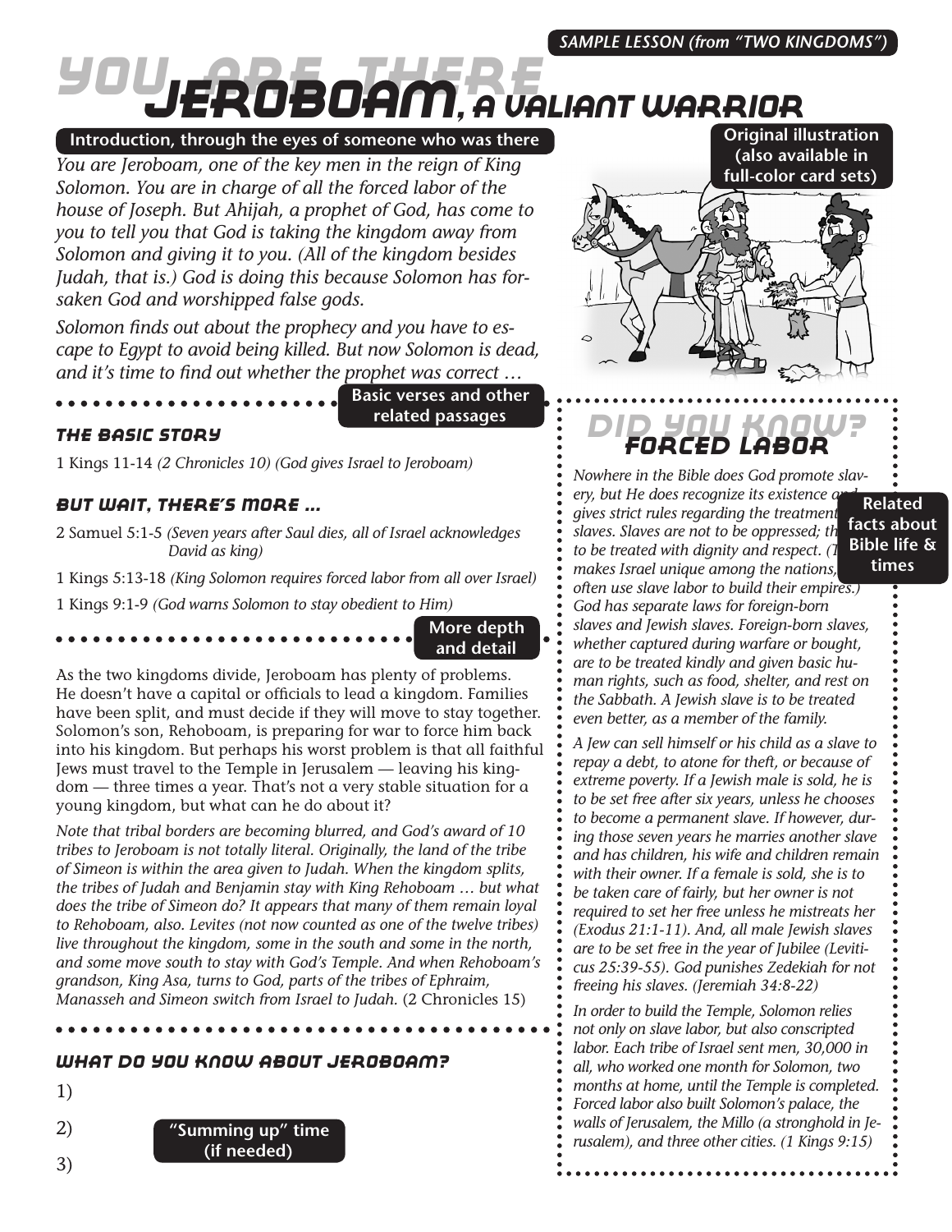*SAMPLE LESSON (from "TWO KINGDOMS")*

# YOU ARE THERE
# JEROBOAM, A VALIANT WARRIOR

**Introduction, through the eyes of someone who was there**

*You are Jeroboam, one of the key men in the reign of King Solomon. You are in charge of all the forced labor of the house of Joseph. But Ahijah, a prophet of God, has come to you to tell you that God is taking the kingdom away from Solomon and giving it to you. (All of the kingdom besides Judah, that is.) God is doing this because Solomon has forsaken God and worshipped false gods.*

*Solomon finds out about the prophecy and you have to escape to Egypt to avoid being killed. But now Solomon is dead, and it's time to find out whether the prophet was correct …*

**Original illustration (also available in full-color card sets)**

**Basic verses and other related passages**

### THE BASIC STORY

1 Kings 11-14 *(2 Chronicles 10) (God gives Israel to Jeroboam)*

### BUT WAIT, THERE'S MORE …

2 Samuel 5:1-5 *(Seven years after Saul dies, all of Israel acknowledges David as king)*

1 Kings 5:13-18 *(King Solomon requires forced labor from all over Israel)*

1 Kings 9:1-9 *(God warns Solomon to stay obedient to Him)*

**More depth and detail**

As the two kingdoms divide, Jeroboam has plenty of problems. He doesn't have a capital or officials to lead a kingdom. Families have been split, and must decide if they will move to stay together. Solomon's son, Rehoboam, is preparing for war to force him back into his kingdom. But perhaps his worst problem is that all faithful Jews must travel to the Temple in Jerusalem — leaving his kingdom — three times a year. That's not a very stable situation for a young kingdom, but what can he do about it?

*Note that tribal borders are becoming blurred, and God's award of 10 tribes to Jeroboam is not totally literal. Originally, the land of the tribe of Simeon is within the area given to Judah. When the kingdom splits, the tribes of Judah and Benjamin stay with King Rehoboam … but what does the tribe of Simeon do? It appears that many of them remain loyal to Rehoboam, also. Levites (not now counted as one of the twelve tribes) live throughout the kingdom, some in the south and some in the north, and some move south to stay with God's Temple. And when Rehoboam's grandson, King Asa, turns to God, parts of the tribes of Ephraim, Manasseh and Simeon switch from Israel to Judah.* (2 Chronicles 15)

### WHAT DO YOU KNOW ABOUT JEROBOAM?

1)

2)

3)

**"Summing up" time (if needed)**

## DID YOU KNOW?
## FORCED LABOR

**Related facts about Bible life & times**

*Nowhere in the Bible does God promote slavery, but He does recognize its existence and gives strict rules regarding the treatment of slaves. Slaves are not to be oppressed; they are to be treated with dignity and respect. (This makes Israel unique among the nations, which often use slave labor to build their empires.) God has separate laws for foreign-born slaves and Jewish slaves. Foreign-born slaves, whether captured during warfare or bought, are to be treated kindly and given basic human rights, such as food, shelter, and rest on the Sabbath. A Jewish slave is to be treated even better, as a member of the family.*

*A Jew can sell himself or his child as a slave to repay a debt, to atone for theft, or because of extreme poverty. If a Jewish male is sold, he is to be set free after six years, unless he chooses to become a permanent slave. If however, during those seven years he marries another slave and has children, his wife and children remain with their owner. If a female is sold, she is to be taken care of fairly, but her owner is not required to set her free unless he mistreats her (Exodus 21:1-11). And, all male Jewish slaves are to be set free in the year of Jubilee (Leviticus 25:39-55). God punishes Zedekiah for not freeing his slaves. (Jeremiah 34:8-22)*

*In order to build the Temple, Solomon relies not only on slave labor, but also conscripted labor. Each tribe of Israel sent men, 30,000 in all, who worked one month for Solomon, two months at home, until the Temple is completed. Forced labor also built Solomon's palace, the walls of Jerusalem, the Millo (a stronghold in Jerusalem), and three other cities. (1 Kings 9:15)*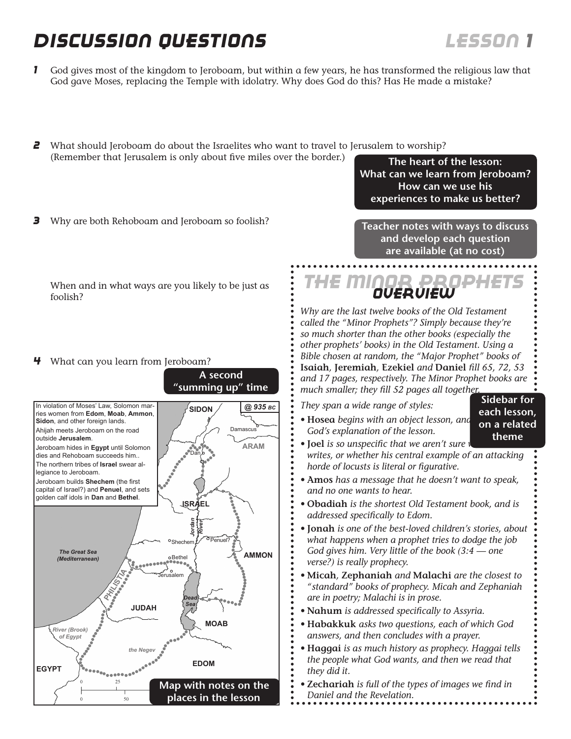# DISCUSSION QUESTIONS

LESSON 1

**1** God gives most of the kingdom to Jeroboam, but within a few years, he has transformed the religious law that God gave Moses, replacing the Temple with idolatry. Why does God do this? Has He made a mistake?

**2** What should Jeroboam do about the Israelites who want to travel to Jerusalem to worship? (Remember that Jerusalem is only about five miles over the border.)

**The heart of the lesson: What can we learn from Jeroboam? How can we use his experiences to make us better?**

**3** Why are both Rehoboam and Jeroboam so foolish?

**Teacher notes with ways to discuss and develop each question are available (at no cost)**

When and in what ways are you likely to be just as foolish?

**4** What can you learn from Jeroboam?

**A second "summing up" time**

In violation of Moses' Law, Solomon marries women from **Edom**, **Moab**, **Ammon**, **Sidon**, and other foreign lands.

Ahijah meets Jeroboam on the road outside **Jerusalem**.

Jeroboam hides in **Egypt** until Solomon dies and Rehoboam succeeds him..

The northern tribes of **Israel** swear allegiance to Jeroboam.

Jeroboam builds **Shechem** (the first capital of Israel?) and **Penuel**, and sets golden calf idols in **Dan** and **Bethel**.

@ 935 BC

SIDON
Damascus
ARAM
Dan
ISRAEL
Jordan River
Shechem
Penuel?
Bethel
AMMON
The Great Sea (Mediterranean)
Jerusalem
PHILISTIA
Dead Sea
JUDAH
MOAB
River (Brook) of Egypt
the Negev
EDOM
EGYPT
0 25
0 50

**Map with notes on the places in the lesson**

## THE MINOR PROPHETS OVERVIEW

*Why are the last twelve books of the Old Testament called the "Minor Prophets"? Simply because they're so much shorter than the other books (especially the other prophets' books) in the Old Testament. Using a Bible chosen at random, the "Major Prophet" books of* **Isaiah**, **Jeremiah**, **Ezekiel** *and* **Daniel** *fill 65, 72, 53 and 17 pages, respectively. The Minor Prophet books are much smaller; they fill 52 pages all together.*

**Sidebar for each lesson, on a related theme**

*They span a wide range of styles:*

- **Hosea** *begins with an object lesson, and God's explanation of the lesson.*
- **Joel** *is so unspecific that we aren't sure w[hen he] writes, or whether his central example of an attacking horde of locusts is literal or figurative.*
- **Amos** *has a message that he doesn't want to speak, and no one wants to hear.*
- **Obadiah** *is the shortest Old Testament book, and is addressed specifically to Edom.*
- **Jonah** *is one of the best-loved children's stories, about what happens when a prophet tries to dodge the job God gives him. Very little of the book (3:4 — one verse?) is really prophecy.*
- **Micah**, **Zephaniah** *and* **Malachi** *are the closest to "standard" books of prophecy. Micah and Zephaniah are in poetry; Malachi is in prose.*
- **Nahum** *is addressed specifically to Assyria.*
- **Habakkuk** *asks two questions, each of which God answers, and then concludes with a prayer.*
- **Haggai** *is as much history as prophecy. Haggai tells the people what God wants, and then we read that they did it.*
- **Zechariah** *is full of the types of images we find in Daniel and the Revelation.*